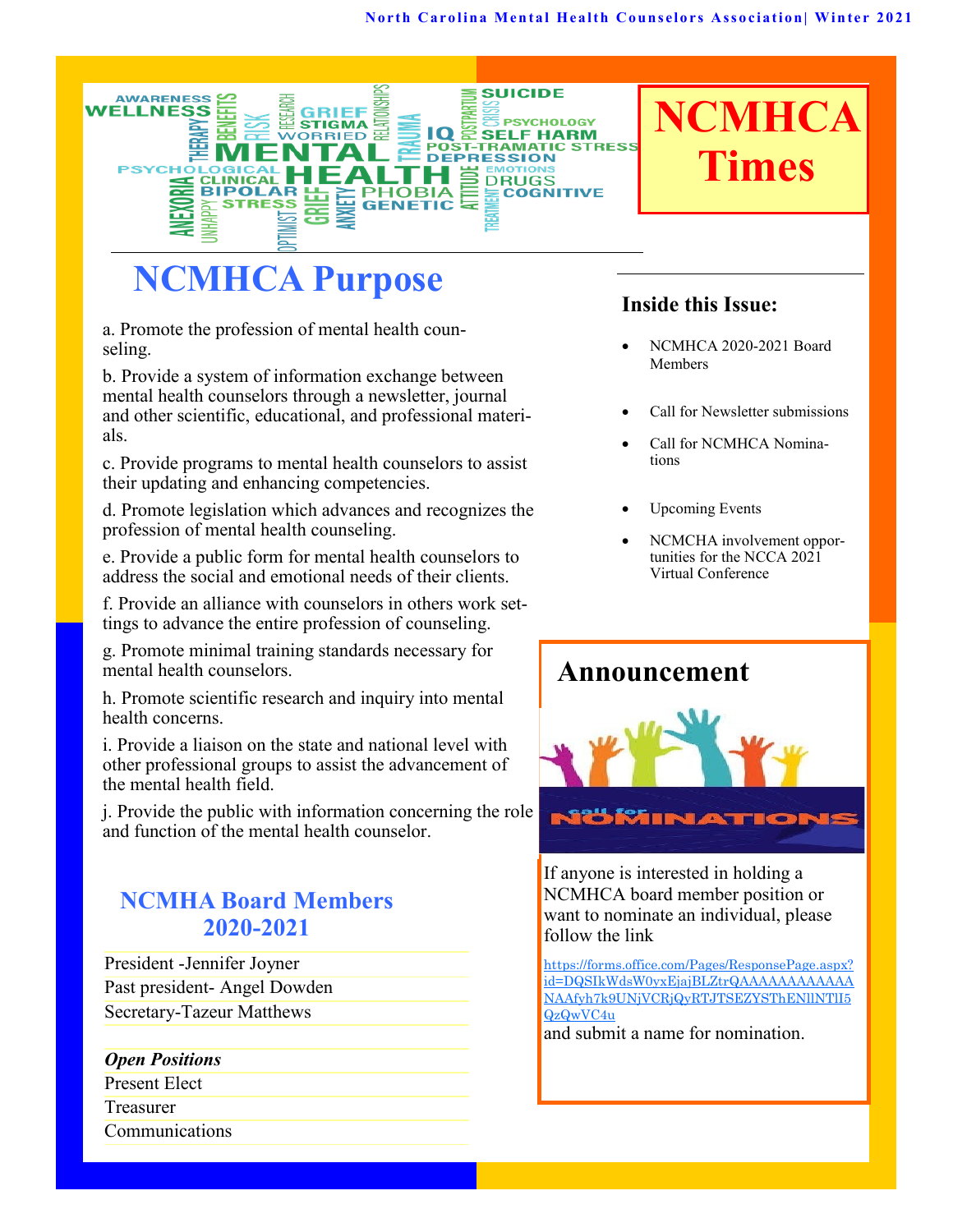# NCMHCA Times

## NCMHCA Purpose

a. Promote the profession of mental health counseling.

b. Provide a system of information exchange between mental health counselors through a newsletter, journal and other scientific, educational, and professional materials.

c. Provide programs to mental health counselors to assist their updating and enhancing competencies.

d. Promote legislation which advances and recognizes the profession of mental health counseling.

e. Provide a public form for mental health counselors to address the social and emotional needs of their clients.

f. Provide an alliance with counselors in others work settings to advance the entire profession of counseling.

g. Promote minimal training standards necessary for mental health counselors.

h. Promote scientific research and inquiry into mental health concerns.

i. Provide a liaison on the state and national level with other professional groups to assist the advancement of the mental health field.

j. Provide the public with information concerning the role and function of the mental health counselor.

### NCMHA Board Members 2020-2021

President -Jennifer Joyner

Past president- Angel Dowden

Secretary-Tazeur Matthews

***Open Positions***

Present Elect

Treasurer

Communications

### Inside this Issue:

- NCMHCA 2020-2021 Board Members
- Call for Newsletter submissions
- Call for NCMHCA Nominations
- Upcoming Events
- NCMCHA involvement opportunities for the NCCA 2021 Virtual Conference

## Announcement

call for NOMINATIONS

If anyone is interested in holding a NCMHCA board member position or want to nominate an individual, please follow the link

https://forms.office.com/Pages/ResponsePage.aspx?id=DQSIkWdsW0yxEjajBLZtrQAAAAAAAAAAAAANAAfyh7k9UNjVCRjQyRTJTSEZYSThENllNTlI5QzQwVC4u

and submit a name for nomination.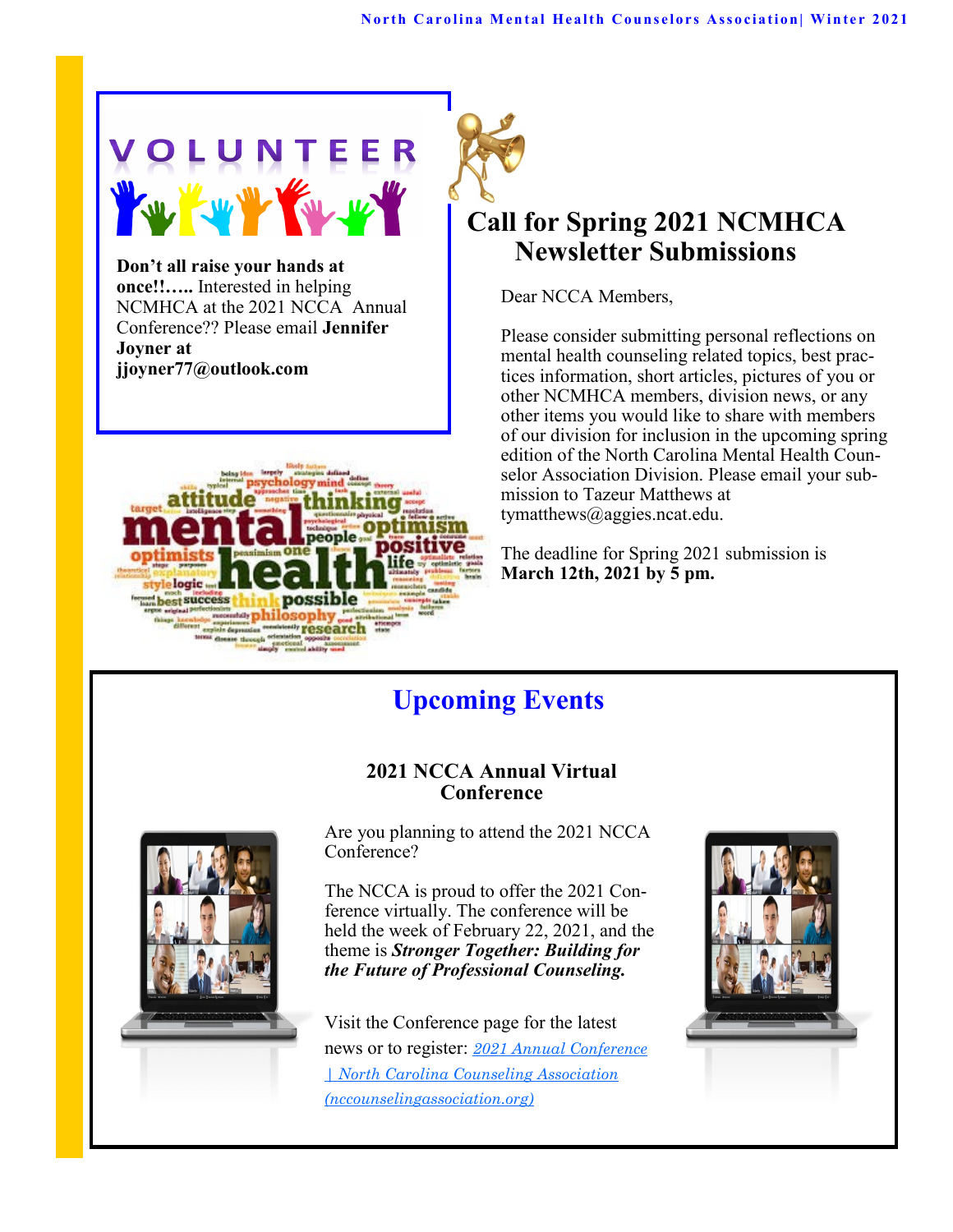VOLUNTEER

**Don't all raise your hands at once!!…..** Interested in helping NCMHCA at the 2021 NCCA Annual Conference?? Please email **Jennifer Joyner at jjoyner77@outlook.com**

## Call for Spring 2021 NCMHCA Newsletter Submissions

Dear NCCA Members,

Please consider submitting personal reflections on mental health counseling related topics, best practices information, short articles, pictures of you or other NCMHCA members, division news, or any other items you would like to share with members of our division for inclusion in the upcoming spring edition of the North Carolina Mental Health Counselor Association Division. Please email your submission to Tazeur Matthews at tymatthews@aggies.ncat.edu.

The deadline for Spring 2021 submission is **March 12th, 2021 by 5 pm.**

## Upcoming Events

### 2021 NCCA Annual Virtual Conference

Are you planning to attend the 2021 NCCA Conference?

The NCCA is proud to offer the 2021 Conference virtually. The conference will be held the week of February 22, 2021, and the theme is ***Stronger Together: Building for the Future of Professional Counseling.***

Visit the Conference page for the latest news or to register: *2021 Annual Conference | North Carolina Counseling Association (nccounselingassociation.org)*